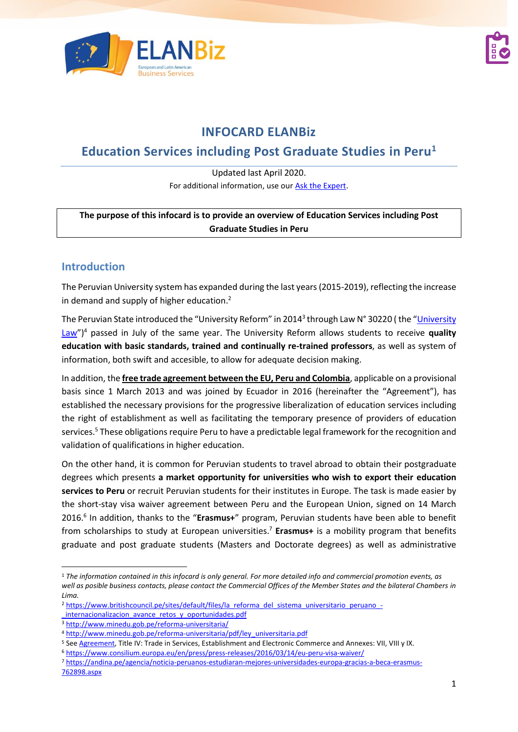# INFOCARD ELANBiz

## Education Services including Post Graduate Studies in Peru[1]

Updated last April 2020.

For additional information, use our [Ask the Expert](Ask the Expert).

**The purpose of this infocard is to provide an overview of Education Services including Post Graduate Studies in Peru**

## Introduction

The Peruvian University system has expanded during the last years (2015-2019), reflecting the increase in demand and supply of higher education.[2]

The Peruvian State introduced the "University Reform" in 2014[3] through Law N° 30220 ( the "University Law")[4] passed in July of the same year. The University Reform allows students to receive **quality education with basic standards, trained and continually re-trained professors**, as well as system of information, both swift and accesible, to allow for adequate decision making.

In addition, the **free trade agreement between the EU, Peru and Colombia**, applicable on a provisional basis since 1 March 2013 and was joined by Ecuador in 2016 (hereinafter the "Agreement"), has established the necessary provisions for the progressive liberalization of education services including the right of establishment as well as facilitating the temporary presence of providers of education services.[5] These obligations require Peru to have a predictable legal framework for the recognition and validation of qualifications in higher education.

On the other hand, it is common for Peruvian students to travel abroad to obtain their postgraduate degrees which presents **a market opportunity for universities who wish to export their education services to Peru** or recruit Peruvian students for their institutes in Europe. The task is made easier by the short-stay visa waiver agreement between Peru and the European Union, signed on 14 March 2016.[6] In addition, thanks to the "**Erasmus+**" program, Peruvian students have been able to benefit from scholarships to study at European universities.[7] **Erasmus+** is a mobility program that benefits graduate and post graduate students (Masters and Doctorate degrees) as well as administrative

---

[1] *The information contained in this infocard is only general. For more detailed info and commercial promotion events, as well as posible business contacts, please contact the Commercial Offices of the Member States and the bilateral Chambers in Lima.*

[2] https://www.britishcouncil.pe/sites/default/files/la_reforma_del_sistema_universitario_peruano_-_internacionalizacion_avance_retos_y_oportunidades.pdf

[3] http://www.minedu.gob.pe/reforma-universitaria/

[4] http://www.minedu.gob.pe/reforma-universitaria/pdf/ley_universitaria.pdf

[5] See Agreement, Title IV: Trade in Services, Establishment and Electronic Commerce and Annexes: VII, VIII y IX.

[6] https://www.consilium.europa.eu/en/press/press-releases/2016/03/14/eu-peru-visa-waiver/

[7] https://andina.pe/agencia/noticia-peruanos-estudiaran-mejores-universidades-europa-gracias-a-beca-erasmus-762898.aspx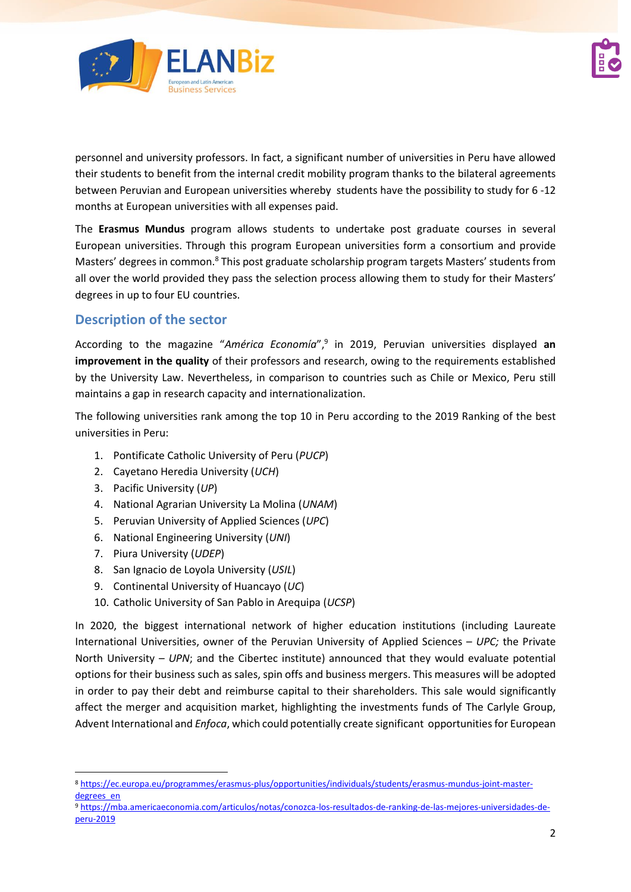personnel and university professors. In fact, a significant number of universities in Peru have allowed their students to benefit from the internal credit mobility program thanks to the bilateral agreements between Peruvian and European universities whereby students have the possibility to study for 6 -12 months at European universities with all expenses paid.

The **Erasmus Mundus** program allows students to undertake post graduate courses in several European universities. Through this program European universities form a consortium and provide Masters' degrees in common.[8] This post graduate scholarship program targets Masters' students from all over the world provided they pass the selection process allowing them to study for their Masters' degrees in up to four EU countries.

## Description of the sector

According to the magazine "*América Economía*",[9] in 2019, Peruvian universities displayed **an improvement in the quality** of their professors and research, owing to the requirements established by the University Law. Nevertheless, in comparison to countries such as Chile or Mexico, Peru still maintains a gap in research capacity and internationalization.

The following universities rank among the top 10 in Peru according to the 2019 Ranking of the best universities in Peru:

1. Pontificate Catholic University of Peru (*PUCP*)
2. Cayetano Heredia University (*UCH*)
3. Pacific University (*UP*)
4. National Agrarian University La Molina (*UNAM*)
5. Peruvian University of Applied Sciences (*UPC*)
6. National Engineering University (*UNI*)
7. Piura University (*UDEP*)
8. San Ignacio de Loyola University (*USIL*)
9. Continental University of Huancayo (*UC*)
10. Catholic University of San Pablo in Arequipa (*UCSP*)

In 2020, the biggest international network of higher education institutions (including Laureate International Universities, owner of the Peruvian University of Applied Sciences – *UPC;* the Private North University – *UPN*; and the Cibertec institute) announced that they would evaluate potential options for their business such as sales, spin offs and business mergers. This measures will be adopted in order to pay their debt and reimburse capital to their shareholders. This sale would significantly affect the merger and acquisition market, highlighting the investments funds of The Carlyle Group, Advent International and *Enfoca*, which could potentially create significant opportunities for European

---

[8] https://ec.europa.eu/programmes/erasmus-plus/opportunities/individuals/students/erasmus-mundus-joint-master-degrees_en

[9] https://mba.americaeconomia.com/articulos/notas/conozca-los-resultados-de-ranking-de-las-mejores-universidades-de-peru-2019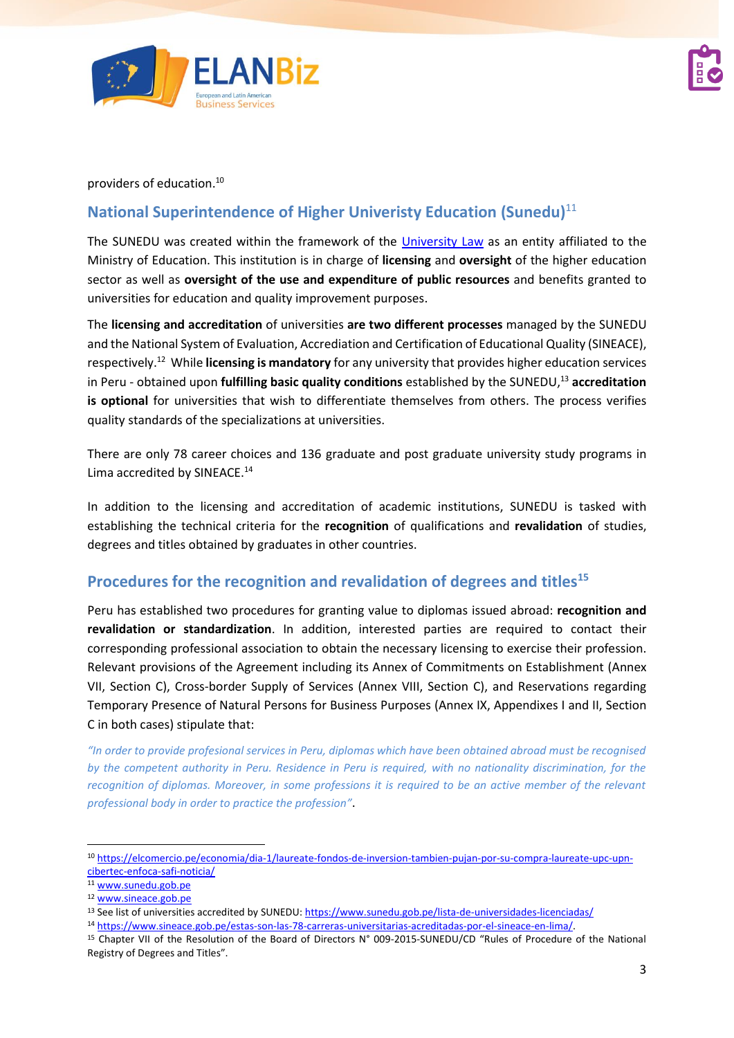providers of education.[10]

## National Superintendence of Higher Univeristy Education (Sunedu)[11]

The SUNEDU was created within the framework of the University Law as an entity affiliated to the Ministry of Education. This institution is in charge of **licensing** and **oversight** of the higher education sector as well as **oversight of the use and expenditure of public resources** and benefits granted to universities for education and quality improvement purposes.

The **licensing and accreditation** of universities **are two different processes** managed by the SUNEDU and the National System of Evaluation, Accrediation and Certification of Educational Quality (SINEACE), respectively.[12] While **licensing is mandatory** for any university that provides higher education services in Peru - obtained upon **fulfilling basic quality conditions** established by the SUNEDU,[13] **accreditation is optional** for universities that wish to differentiate themselves from others. The process verifies quality standards of the specializations at universities.

There are only 78 career choices and 136 graduate and post graduate university study programs in Lima accredited by SINEACE.[14]

In addition to the licensing and accreditation of academic institutions, SUNEDU is tasked with establishing the technical criteria for the **recognition** of qualifications and **revalidation** of studies, degrees and titles obtained by graduates in other countries.

## Procedures for the recognition and revalidation of degrees and titles[15]

Peru has established two procedures for granting value to diplomas issued abroad: **recognition and revalidation or standardization**. In addition, interested parties are required to contact their corresponding professional association to obtain the necessary licensing to exercise their profession. Relevant provisions of the Agreement including its Annex of Commitments on Establishment (Annex VII, Section C), Cross-border Supply of Services (Annex VIII, Section C), and Reservations regarding Temporary Presence of Natural Persons for Business Purposes (Annex IX, Appendixes I and II, Section C in both cases) stipulate that:

*"In order to provide profesional services in Peru, diplomas which have been obtained abroad must be recognised by the competent authority in Peru. Residence in Peru is required, with no nationality discrimination, for the recognition of diplomas. Moreover, in some professions it is required to be an active member of the relevant professional body in order to practice the profession"*.

---

[10] https://elcomercio.pe/economia/dia-1/laureate-fondos-de-inversion-tambien-pujan-por-su-compra-laureate-upc-upn-cibertec-enfoca-safi-noticia/

[11] www.sunedu.gob.pe

[12] www.sineace.gob.pe

[13] See list of universities accredited by SUNEDU: https://www.sunedu.gob.pe/lista-de-universidades-licenciadas/

[14] https://www.sineace.gob.pe/estas-son-las-78-carreras-universitarias-acreditadas-por-el-sineace-en-lima/.

[15] Chapter VII of the Resolution of the Board of Directors N° 009-2015-SUNEDU/CD "Rules of Procedure of the National Registry of Degrees and Titles".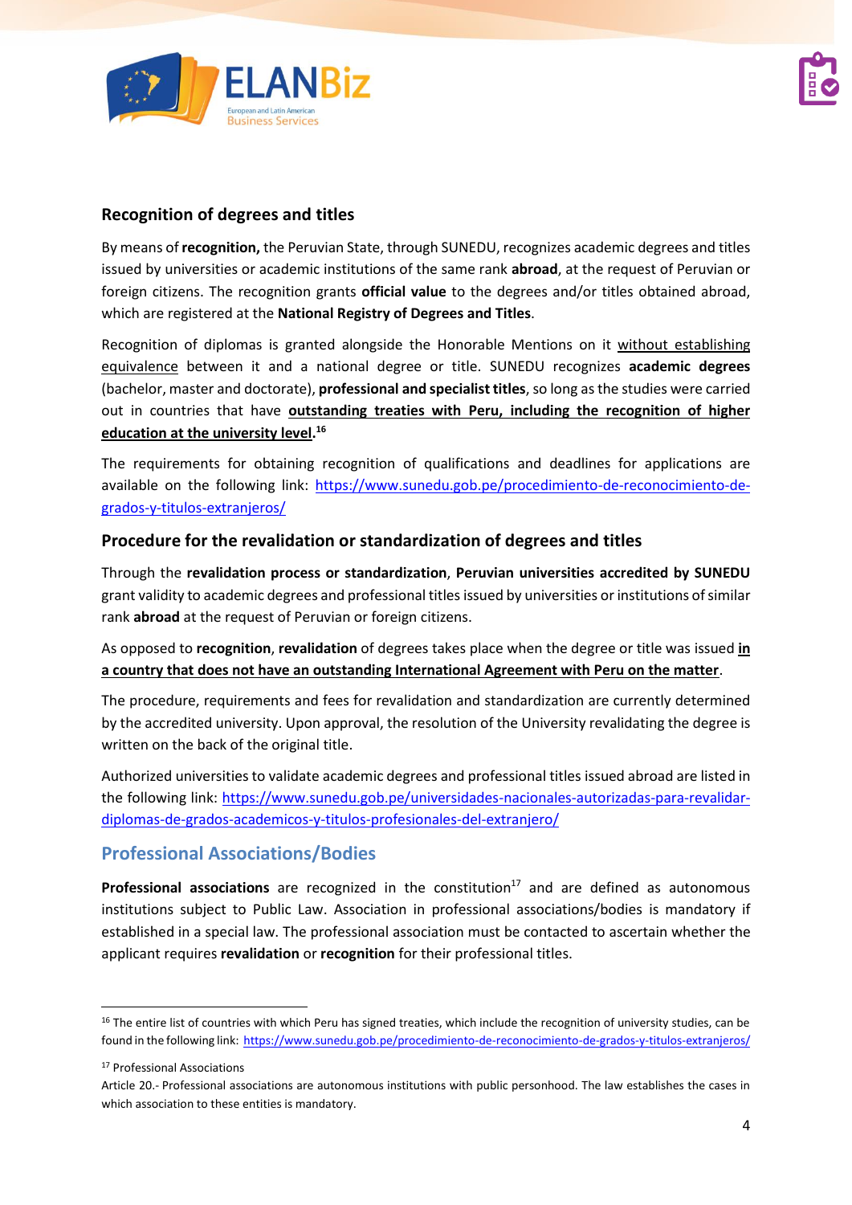### Recognition of degrees and titles

By means of **recognition,** the Peruvian State, through SUNEDU, recognizes academic degrees and titles issued by universities or academic institutions of the same rank **abroad**, at the request of Peruvian or foreign citizens. The recognition grants **official value** to the degrees and/or titles obtained abroad, which are registered at the **National Registry of Degrees and Titles**.

Recognition of diplomas is granted alongside the Honorable Mentions on it without establishing equivalence between it and a national degree or title. SUNEDU recognizes **academic degrees** (bachelor, master and doctorate), **professional and specialist titles**, so long as the studies were carried out in countries that have **outstanding treaties with Peru, including the recognition of higher education at the university level**.[16]

The requirements for obtaining recognition of qualifications and deadlines for applications are available on the following link: https://www.sunedu.gob.pe/procedimiento-de-reconocimiento-de-grados-y-titulos-extranjeros/

### Procedure for the revalidation or standardization of degrees and titles

Through the **revalidation process or standardization**, **Peruvian universities accredited by SUNEDU** grant validity to academic degrees and professional titles issued by universities or institutions of similar rank **abroad** at the request of Peruvian or foreign citizens.

As opposed to **recognition**, **revalidation** of degrees takes place when the degree or title was issued **in a country that does not have an outstanding International Agreement with Peru on the matter**.

The procedure, requirements and fees for revalidation and standardization are currently determined by the accredited university. Upon approval, the resolution of the University revalidating the degree is written on the back of the original title.

Authorized universities to validate academic degrees and professional titles issued abroad are listed in the following link: https://www.sunedu.gob.pe/universidades-nacionales-autorizadas-para-revalidar-diplomas-de-grados-academicos-y-titulos-profesionales-del-extranjero/

## Professional Associations/Bodies

**Professional associations** are recognized in the constitution[17] and are defined as autonomous institutions subject to Public Law. Association in professional associations/bodies is mandatory if established in a special law. The professional association must be contacted to ascertain whether the applicant requires **revalidation** or **recognition** for their professional titles.

---

[16] The entire list of countries with which Peru has signed treaties, which include the recognition of university studies, can be found in the following link: https://www.sunedu.gob.pe/procedimiento-de-reconocimiento-de-grados-y-titulos-extranjeros/

[17] Professional Associations

Article 20.- Professional associations are autonomous institutions with public personhood. The law establishes the cases in which association to these entities is mandatory.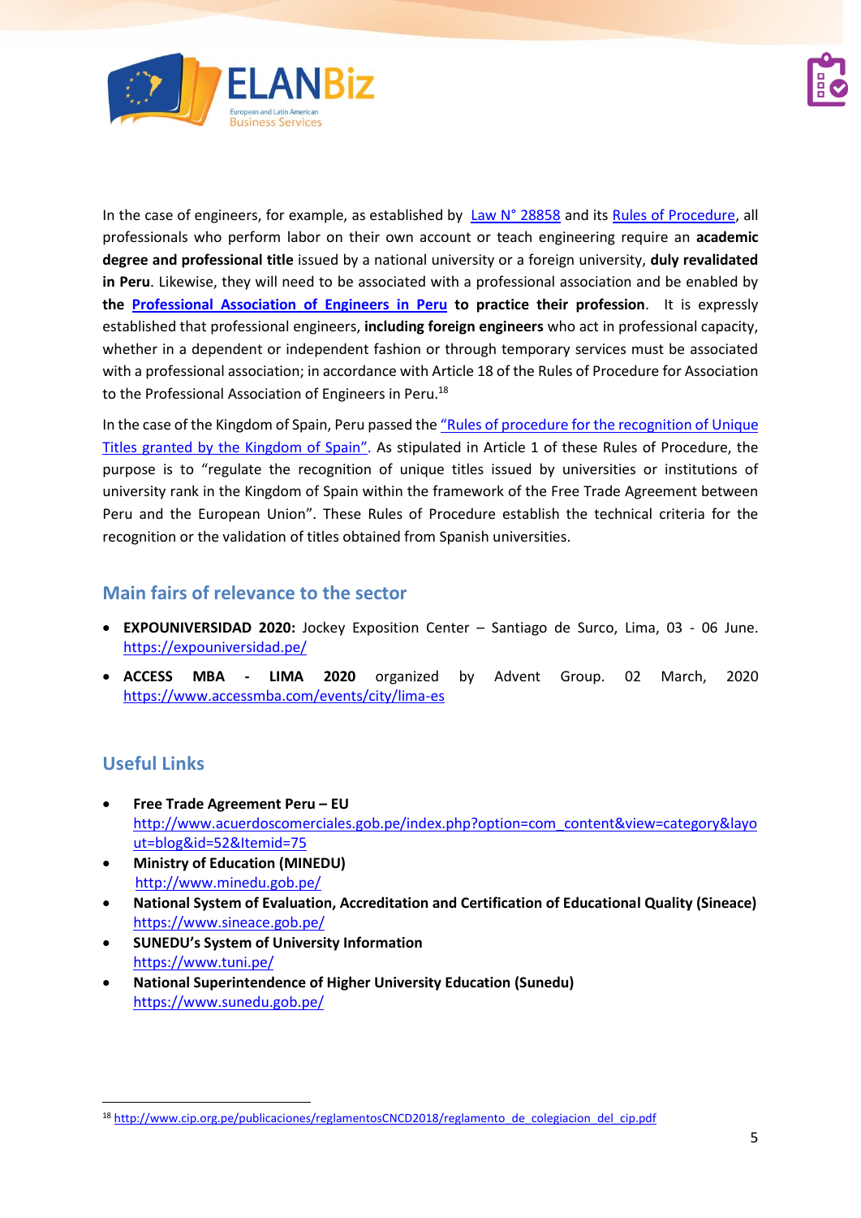In the case of engineers, for example, as established by Law N° 28858 and its Rules of Procedure, all professionals who perform labor on their own account or teach engineering require an **academic degree and professional title** issued by a national university or a foreign university, **duly revalidated in Peru**. Likewise, they will need to be associated with a professional association and be enabled by **the Professional Association of Engineers in Peru to practice their profession**. It is expressly established that professional engineers, **including foreign engineers** who act in professional capacity, whether in a dependent or independent fashion or through temporary services must be associated with a professional association; in accordance with Article 18 of the Rules of Procedure for Association to the Professional Association of Engineers in Peru.[18]

In the case of the Kingdom of Spain, Peru passed the "Rules of procedure for the recognition of Unique Titles granted by the Kingdom of Spain". As stipulated in Article 1 of these Rules of Procedure, the purpose is to "regulate the recognition of unique titles issued by universities or institutions of university rank in the Kingdom of Spain within the framework of the Free Trade Agreement between Peru and the European Union". These Rules of Procedure establish the technical criteria for the recognition or the validation of titles obtained from Spanish universities.

## Main fairs of relevance to the sector

- **EXPOUNIVERSIDAD 2020:** Jockey Exposition Center – Santiago de Surco, Lima, 03 - 06 June. https://expouniversidad.pe/
- **ACCESS MBA - LIMA 2020** organized by Advent Group. 02 March, 2020 https://www.accessmba.com/events/city/lima-es

## Useful Links

- **Free Trade Agreement Peru – EU**
  http://www.acuerdoscomerciales.gob.pe/index.php?option=com_content&view=category&layout=blog&id=52&Itemid=75
- **Ministry of Education (MINEDU)**
  http://www.minedu.gob.pe/
- **National System of Evaluation, Accreditation and Certification of Educational Quality (Sineace)**
  https://www.sineace.gob.pe/
- **SUNEDU's System of University Information**
  https://www.tuni.pe/
- **National Superintendence of Higher University Education (Sunedu)**
  https://www.sunedu.gob.pe/

---

[18] http://www.cip.org.pe/publicaciones/reglamentosCNCD2018/reglamento_de_colegiacion_del_cip.pdf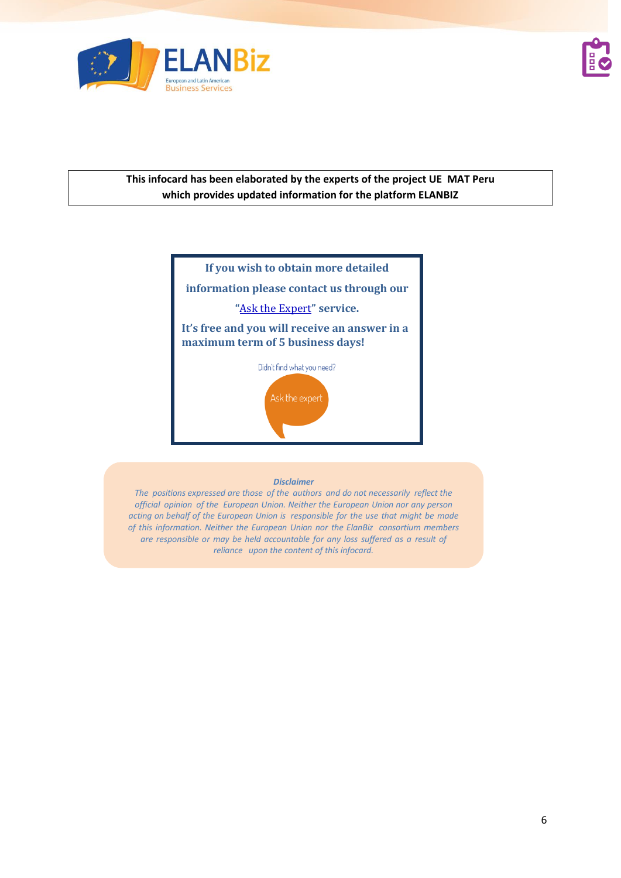**This infocard has been elaborated by the experts of the project UE MAT Peru which provides updated information for the platform ELANBIZ**

**If you wish to obtain more detailed information please contact us through our "Ask the Expert" service.**

**It's free and you will receive an answer in a maximum term of 5 business days!**

Didn't find what you need?

Ask the expert

***Disclaimer***

*The positions expressed are those of the authors and do not necessarily reflect the official opinion of the European Union. Neither the European Union nor any person acting on behalf of the European Union is responsible for the use that might be made of this information. Neither the European Union nor the ElanBiz consortium members are responsible or may be held accountable for any loss suffered as a result of reliance upon the content of this infocard.*